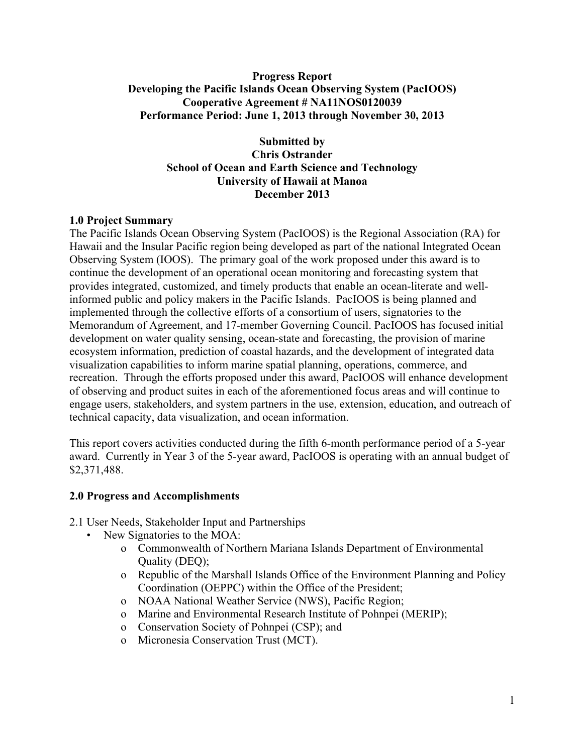**Progress Report**
**Developing the Pacific Islands Ocean Observing System (PacIOOS)**
**Cooperative Agreement # NA11NOS0120039**
**Performance Period: June 1, 2013 through November 30, 2013**

**Submitted by**
**Chris Ostrander**
**School of Ocean and Earth Science and Technology**
**University of Hawaii at Manoa**
**December 2013**

## 1.0 Project Summary

The Pacific Islands Ocean Observing System (PacIOOS) is the Regional Association (RA) for Hawaii and the Insular Pacific region being developed as part of the national Integrated Ocean Observing System (IOOS). The primary goal of the work proposed under this award is to continue the development of an operational ocean monitoring and forecasting system that provides integrated, customized, and timely products that enable an ocean-literate and well-informed public and policy makers in the Pacific Islands. PacIOOS is being planned and implemented through the collective efforts of a consortium of users, signatories to the Memorandum of Agreement, and 17-member Governing Council. PacIOOS has focused initial development on water quality sensing, ocean-state and forecasting, the provision of marine ecosystem information, prediction of coastal hazards, and the development of integrated data visualization capabilities to inform marine spatial planning, operations, commerce, and recreation. Through the efforts proposed under this award, PacIOOS will enhance development of observing and product suites in each of the aforementioned focus areas and will continue to engage users, stakeholders, and system partners in the use, extension, education, and outreach of technical capacity, data visualization, and ocean information.

This report covers activities conducted during the fifth 6-month performance period of a 5-year award. Currently in Year 3 of the 5-year award, PacIOOS is operating with an annual budget of $2,371,488.

## 2.0 Progress and Accomplishments

2.1 User Needs, Stakeholder Input and Partnerships

- New Signatories to the MOA:
  - Commonwealth of Northern Mariana Islands Department of Environmental Quality (DEQ);
  - Republic of the Marshall Islands Office of the Environment Planning and Policy Coordination (OEPPC) within the Office of the President;
  - NOAA National Weather Service (NWS), Pacific Region;
  - Marine and Environmental Research Institute of Pohnpei (MERIP);
  - Conservation Society of Pohnpei (CSP); and
  - Micronesia Conservation Trust (MCT).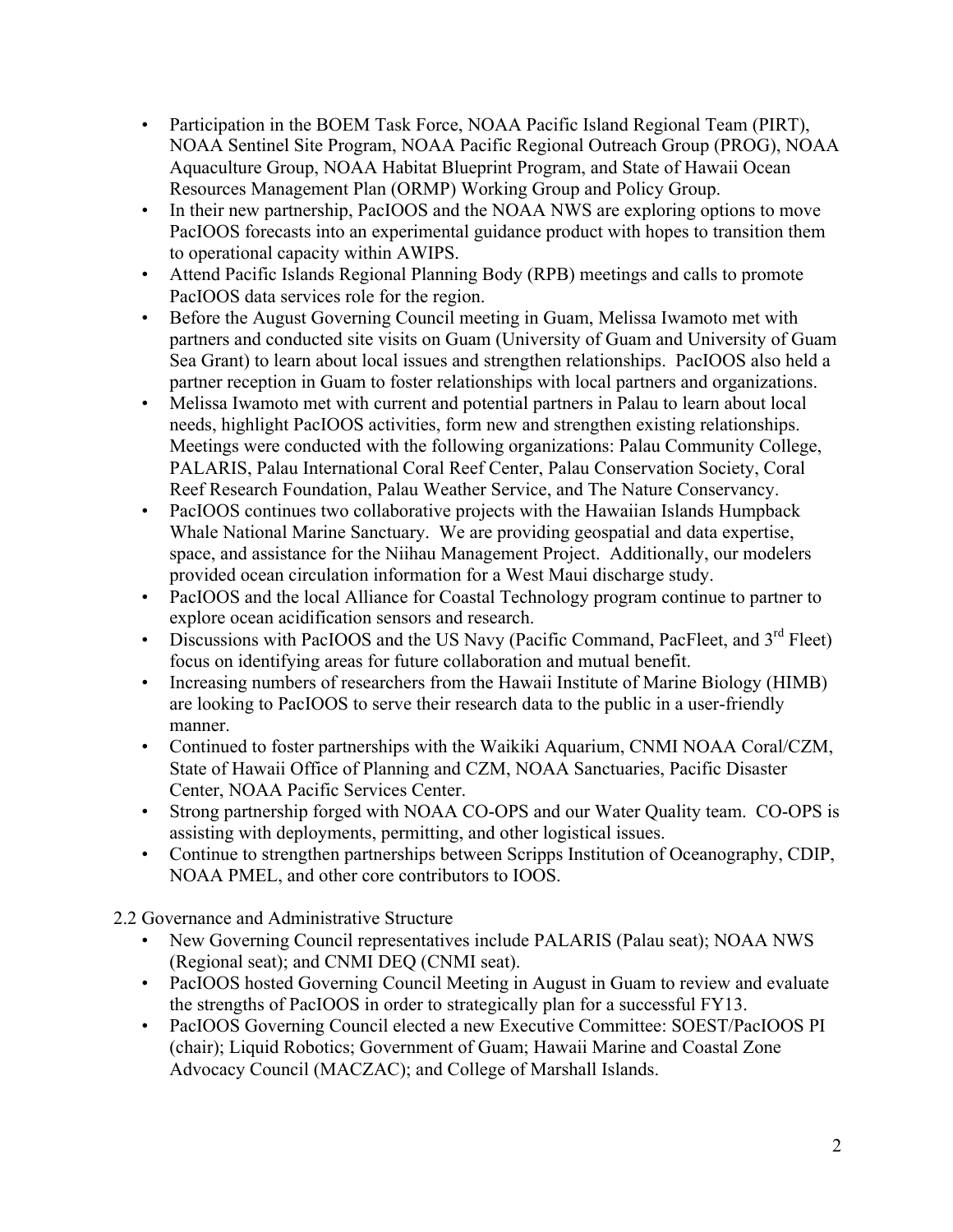- Participation in the BOEM Task Force, NOAA Pacific Island Regional Team (PIRT), NOAA Sentinel Site Program, NOAA Pacific Regional Outreach Group (PROG), NOAA Aquaculture Group, NOAA Habitat Blueprint Program, and State of Hawaii Ocean Resources Management Plan (ORMP) Working Group and Policy Group.
- In their new partnership, PacIOOS and the NOAA NWS are exploring options to move PacIOOS forecasts into an experimental guidance product with hopes to transition them to operational capacity within AWIPS.
- Attend Pacific Islands Regional Planning Body (RPB) meetings and calls to promote PacIOOS data services role for the region.
- Before the August Governing Council meeting in Guam, Melissa Iwamoto met with partners and conducted site visits on Guam (University of Guam and University of Guam Sea Grant) to learn about local issues and strengthen relationships. PacIOOS also held a partner reception in Guam to foster relationships with local partners and organizations.
- Melissa Iwamoto met with current and potential partners in Palau to learn about local needs, highlight PacIOOS activities, form new and strengthen existing relationships. Meetings were conducted with the following organizations: Palau Community College, PALARIS, Palau International Coral Reef Center, Palau Conservation Society, Coral Reef Research Foundation, Palau Weather Service, and The Nature Conservancy.
- PacIOOS continues two collaborative projects with the Hawaiian Islands Humpback Whale National Marine Sanctuary. We are providing geospatial and data expertise, space, and assistance for the Niihau Management Project. Additionally, our modelers provided ocean circulation information for a West Maui discharge study.
- PacIOOS and the local Alliance for Coastal Technology program continue to partner to explore ocean acidification sensors and research.
- Discussions with PacIOOS and the US Navy (Pacific Command, PacFleet, and 3rd Fleet) focus on identifying areas for future collaboration and mutual benefit.
- Increasing numbers of researchers from the Hawaii Institute of Marine Biology (HIMB) are looking to PacIOOS to serve their research data to the public in a user-friendly manner.
- Continued to foster partnerships with the Waikiki Aquarium, CNMI NOAA Coral/CZM, State of Hawaii Office of Planning and CZM, NOAA Sanctuaries, Pacific Disaster Center, NOAA Pacific Services Center.
- Strong partnership forged with NOAA CO-OPS and our Water Quality team. CO-OPS is assisting with deployments, permitting, and other logistical issues.
- Continue to strengthen partnerships between Scripps Institution of Oceanography, CDIP, NOAA PMEL, and other core contributors to IOOS.

2.2 Governance and Administrative Structure

- New Governing Council representatives include PALARIS (Palau seat); NOAA NWS (Regional seat); and CNMI DEQ (CNMI seat).
- PacIOOS hosted Governing Council Meeting in August in Guam to review and evaluate the strengths of PacIOOS in order to strategically plan for a successful FY13.
- PacIOOS Governing Council elected a new Executive Committee: SOEST/PacIOOS PI (chair); Liquid Robotics; Government of Guam; Hawaii Marine and Coastal Zone Advocacy Council (MACZAC); and College of Marshall Islands.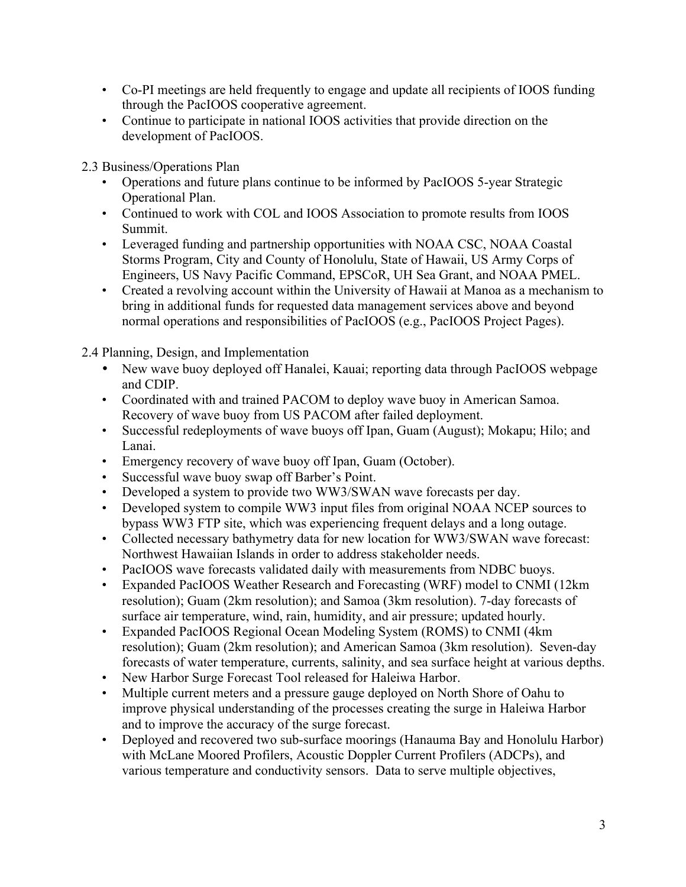- Co-PI meetings are held frequently to engage and update all recipients of IOOS funding through the PacIOOS cooperative agreement.
- Continue to participate in national IOOS activities that provide direction on the development of PacIOOS.

2.3 Business/Operations Plan

- Operations and future plans continue to be informed by PacIOOS 5-year Strategic Operational Plan.
- Continued to work with COL and IOOS Association to promote results from IOOS Summit.
- Leveraged funding and partnership opportunities with NOAA CSC, NOAA Coastal Storms Program, City and County of Honolulu, State of Hawaii, US Army Corps of Engineers, US Navy Pacific Command, EPSCoR, UH Sea Grant, and NOAA PMEL.
- Created a revolving account within the University of Hawaii at Manoa as a mechanism to bring in additional funds for requested data management services above and beyond normal operations and responsibilities of PacIOOS (e.g., PacIOOS Project Pages).

2.4 Planning, Design, and Implementation

- New wave buoy deployed off Hanalei, Kauai; reporting data through PacIOOS webpage and CDIP.
- Coordinated with and trained PACOM to deploy wave buoy in American Samoa. Recovery of wave buoy from US PACOM after failed deployment.
- Successful redeployments of wave buoys off Ipan, Guam (August); Mokapu; Hilo; and Lanai.
- Emergency recovery of wave buoy off Ipan, Guam (October).
- Successful wave buoy swap off Barber's Point.
- Developed a system to provide two WW3/SWAN wave forecasts per day.
- Developed system to compile WW3 input files from original NOAA NCEP sources to bypass WW3 FTP site, which was experiencing frequent delays and a long outage.
- Collected necessary bathymetry data for new location for WW3/SWAN wave forecast: Northwest Hawaiian Islands in order to address stakeholder needs.
- PacIOOS wave forecasts validated daily with measurements from NDBC buoys.
- Expanded PacIOOS Weather Research and Forecasting (WRF) model to CNMI (12km resolution); Guam (2km resolution); and Samoa (3km resolution). 7-day forecasts of surface air temperature, wind, rain, humidity, and air pressure; updated hourly.
- Expanded PacIOOS Regional Ocean Modeling System (ROMS) to CNMI (4km resolution); Guam (2km resolution); and American Samoa (3km resolution). Seven-day forecasts of water temperature, currents, salinity, and sea surface height at various depths.
- New Harbor Surge Forecast Tool released for Haleiwa Harbor.
- Multiple current meters and a pressure gauge deployed on North Shore of Oahu to improve physical understanding of the processes creating the surge in Haleiwa Harbor and to improve the accuracy of the surge forecast.
- Deployed and recovered two sub-surface moorings (Hanauma Bay and Honolulu Harbor) with McLane Moored Profilers, Acoustic Doppler Current Profilers (ADCPs), and various temperature and conductivity sensors. Data to serve multiple objectives,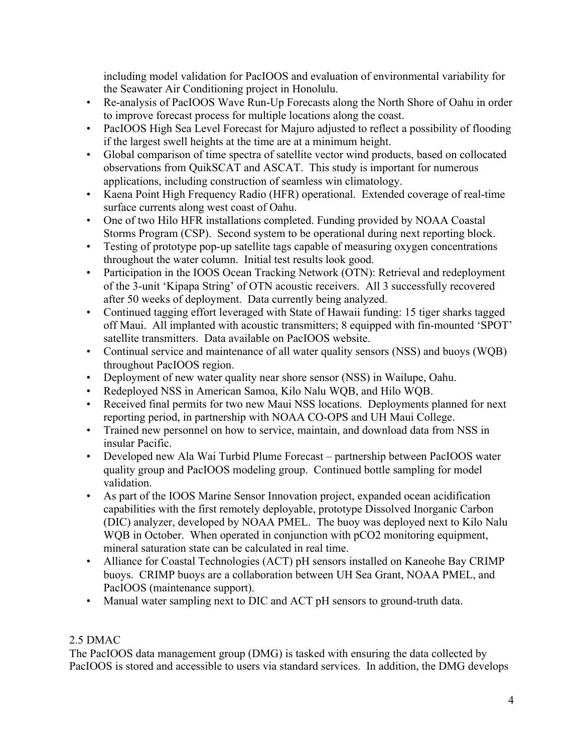including model validation for PacIOOS and evaluation of environmental variability for the Seawater Air Conditioning project in Honolulu.

- Re-analysis of PacIOOS Wave Run-Up Forecasts along the North Shore of Oahu in order to improve forecast process for multiple locations along the coast.
- PacIOOS High Sea Level Forecast for Majuro adjusted to reflect a possibility of flooding if the largest swell heights at the time are at a minimum height.
- Global comparison of time spectra of satellite vector wind products, based on collocated observations from QuikSCAT and ASCAT. This study is important for numerous applications, including construction of seamless win climatology.
- Kaena Point High Frequency Radio (HFR) operational. Extended coverage of real-time surface currents along west coast of Oahu.
- One of two Hilo HFR installations completed. Funding provided by NOAA Coastal Storms Program (CSP). Second system to be operational during next reporting block.
- Testing of prototype pop-up satellite tags capable of measuring oxygen concentrations throughout the water column. Initial test results look good.
- Participation in the IOOS Ocean Tracking Network (OTN): Retrieval and redeployment of the 3-unit 'Kipapa String' of OTN acoustic receivers. All 3 successfully recovered after 50 weeks of deployment. Data currently being analyzed.
- Continued tagging effort leveraged with State of Hawaii funding: 15 tiger sharks tagged off Maui. All implanted with acoustic transmitters; 8 equipped with fin-mounted 'SPOT' satellite transmitters. Data available on PacIOOS website.
- Continual service and maintenance of all water quality sensors (NSS) and buoys (WQB) throughout PacIOOS region.
- Deployment of new water quality near shore sensor (NSS) in Wailupe, Oahu.
- Redeployed NSS in American Samoa, Kilo Nalu WQB, and Hilo WQB.
- Received final permits for two new Maui NSS locations. Deployments planned for next reporting period, in partnership with NOAA CO-OPS and UH Maui College.
- Trained new personnel on how to service, maintain, and download data from NSS in insular Pacific.
- Developed new Ala Wai Turbid Plume Forecast – partnership between PacIOOS water quality group and PacIOOS modeling group. Continued bottle sampling for model validation.
- As part of the IOOS Marine Sensor Innovation project, expanded ocean acidification capabilities with the first remotely deployable, prototype Dissolved Inorganic Carbon (DIC) analyzer, developed by NOAA PMEL. The buoy was deployed next to Kilo Nalu WQB in October. When operated in conjunction with $pCO_2$ monitoring equipment, mineral saturation state can be calculated in real time.
- Alliance for Coastal Technologies (ACT) pH sensors installed on Kaneohe Bay CRIMP buoys. CRIMP buoys are a collaboration between UH Sea Grant, NOAA PMEL, and PacIOOS (maintenance support).
- Manual water sampling next to DIC and ACT pH sensors to ground-truth data.

## 2.5 DMAC

The PacIOOS data management group (DMG) is tasked with ensuring the data collected by PacIOOS is stored and accessible to users via standard services. In addition, the DMG develops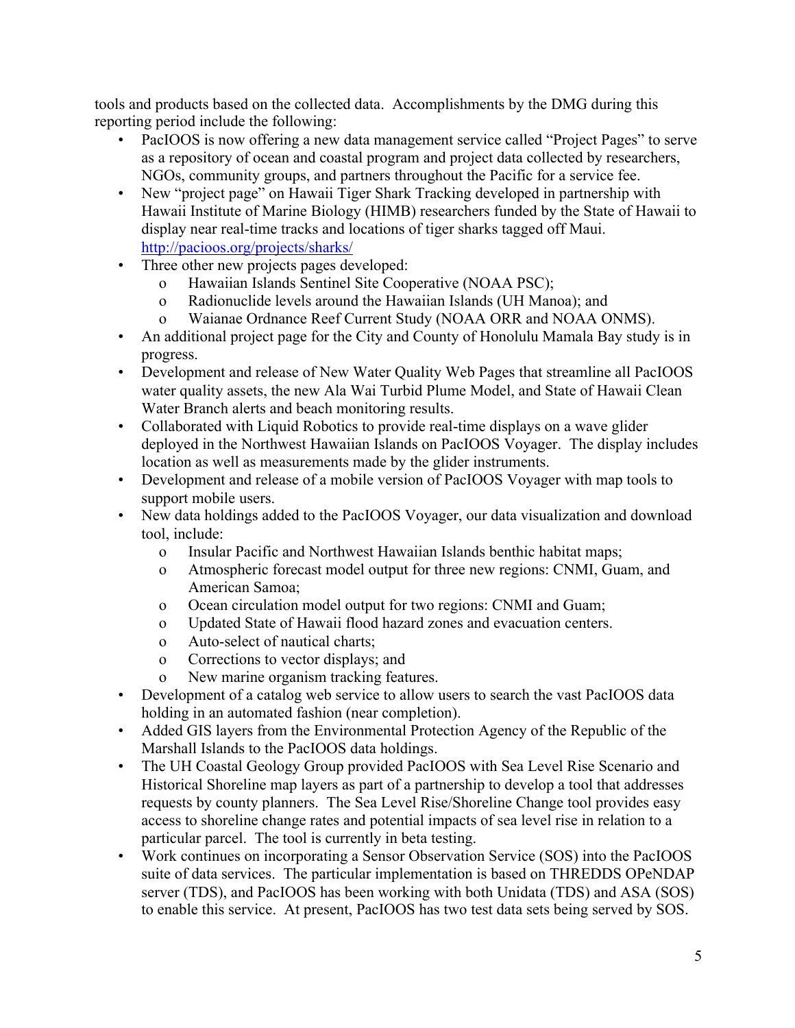tools and products based on the collected data. Accomplishments by the DMG during this reporting period include the following:

- PacIOOS is now offering a new data management service called "Project Pages" to serve as a repository of ocean and coastal program and project data collected by researchers, NGOs, community groups, and partners throughout the Pacific for a service fee.
- New "project page" on Hawaii Tiger Shark Tracking developed in partnership with Hawaii Institute of Marine Biology (HIMB) researchers funded by the State of Hawaii to display near real-time tracks and locations of tiger sharks tagged off Maui. http://pacioos.org/projects/sharks/
- Three other new projects pages developed:
  - Hawaiian Islands Sentinel Site Cooperative (NOAA PSC);
  - Radionuclide levels around the Hawaiian Islands (UH Manoa); and
  - Waianae Ordnance Reef Current Study (NOAA ORR and NOAA ONMS).
- An additional project page for the City and County of Honolulu Mamala Bay study is in progress.
- Development and release of New Water Quality Web Pages that streamline all PacIOOS water quality assets, the new Ala Wai Turbid Plume Model, and State of Hawaii Clean Water Branch alerts and beach monitoring results.
- Collaborated with Liquid Robotics to provide real-time displays on a wave glider deployed in the Northwest Hawaiian Islands on PacIOOS Voyager. The display includes location as well as measurements made by the glider instruments.
- Development and release of a mobile version of PacIOOS Voyager with map tools to support mobile users.
- New data holdings added to the PacIOOS Voyager, our data visualization and download tool, include:
  - Insular Pacific and Northwest Hawaiian Islands benthic habitat maps;
  - Atmospheric forecast model output for three new regions: CNMI, Guam, and American Samoa;
  - Ocean circulation model output for two regions: CNMI and Guam;
  - Updated State of Hawaii flood hazard zones and evacuation centers.
  - Auto-select of nautical charts;
  - Corrections to vector displays; and
  - New marine organism tracking features.
- Development of a catalog web service to allow users to search the vast PacIOOS data holding in an automated fashion (near completion).
- Added GIS layers from the Environmental Protection Agency of the Republic of the Marshall Islands to the PacIOOS data holdings.
- The UH Coastal Geology Group provided PacIOOS with Sea Level Rise Scenario and Historical Shoreline map layers as part of a partnership to develop a tool that addresses requests by county planners. The Sea Level Rise/Shoreline Change tool provides easy access to shoreline change rates and potential impacts of sea level rise in relation to a particular parcel. The tool is currently in beta testing.
- Work continues on incorporating a Sensor Observation Service (SOS) into the PacIOOS suite of data services. The particular implementation is based on THREDDS OPeNDAP server (TDS), and PacIOOS has been working with both Unidata (TDS) and ASA (SOS) to enable this service. At present, PacIOOS has two test data sets being served by SOS.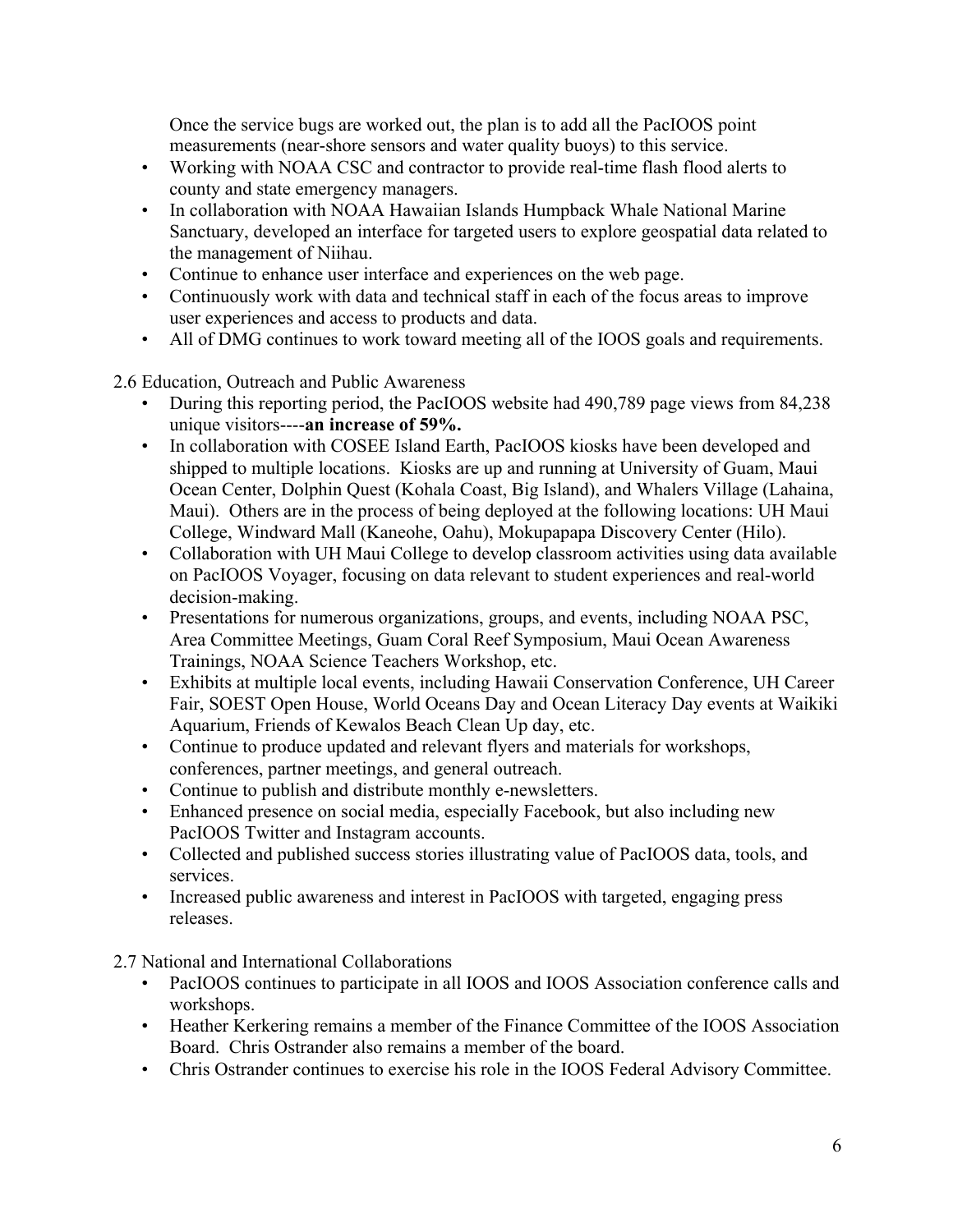Once the service bugs are worked out, the plan is to add all the PacIOOS point measurements (near-shore sensors and water quality buoys) to this service.

- Working with NOAA CSC and contractor to provide real-time flash flood alerts to county and state emergency managers.
- In collaboration with NOAA Hawaiian Islands Humpback Whale National Marine Sanctuary, developed an interface for targeted users to explore geospatial data related to the management of Niihau.
- Continue to enhance user interface and experiences on the web page.
- Continuously work with data and technical staff in each of the focus areas to improve user experiences and access to products and data.
- All of DMG continues to work toward meeting all of the IOOS goals and requirements.

2.6 Education, Outreach and Public Awareness

- During this reporting period, the PacIOOS website had 490,789 page views from 84,238 unique visitors----**an increase of 59%.**
- In collaboration with COSEE Island Earth, PacIOOS kiosks have been developed and shipped to multiple locations. Kiosks are up and running at University of Guam, Maui Ocean Center, Dolphin Quest (Kohala Coast, Big Island), and Whalers Village (Lahaina, Maui). Others are in the process of being deployed at the following locations: UH Maui College, Windward Mall (Kaneohe, Oahu), Mokupapapa Discovery Center (Hilo).
- Collaboration with UH Maui College to develop classroom activities using data available on PacIOOS Voyager, focusing on data relevant to student experiences and real-world decision-making.
- Presentations for numerous organizations, groups, and events, including NOAA PSC, Area Committee Meetings, Guam Coral Reef Symposium, Maui Ocean Awareness Trainings, NOAA Science Teachers Workshop, etc.
- Exhibits at multiple local events, including Hawaii Conservation Conference, UH Career Fair, SOEST Open House, World Oceans Day and Ocean Literacy Day events at Waikiki Aquarium, Friends of Kewalos Beach Clean Up day, etc.
- Continue to produce updated and relevant flyers and materials for workshops, conferences, partner meetings, and general outreach.
- Continue to publish and distribute monthly e-newsletters.
- Enhanced presence on social media, especially Facebook, but also including new PacIOOS Twitter and Instagram accounts.
- Collected and published success stories illustrating value of PacIOOS data, tools, and services.
- Increased public awareness and interest in PacIOOS with targeted, engaging press releases.

2.7 National and International Collaborations

- PacIOOS continues to participate in all IOOS and IOOS Association conference calls and workshops.
- Heather Kerkering remains a member of the Finance Committee of the IOOS Association Board. Chris Ostrander also remains a member of the board.
- Chris Ostrander continues to exercise his role in the IOOS Federal Advisory Committee.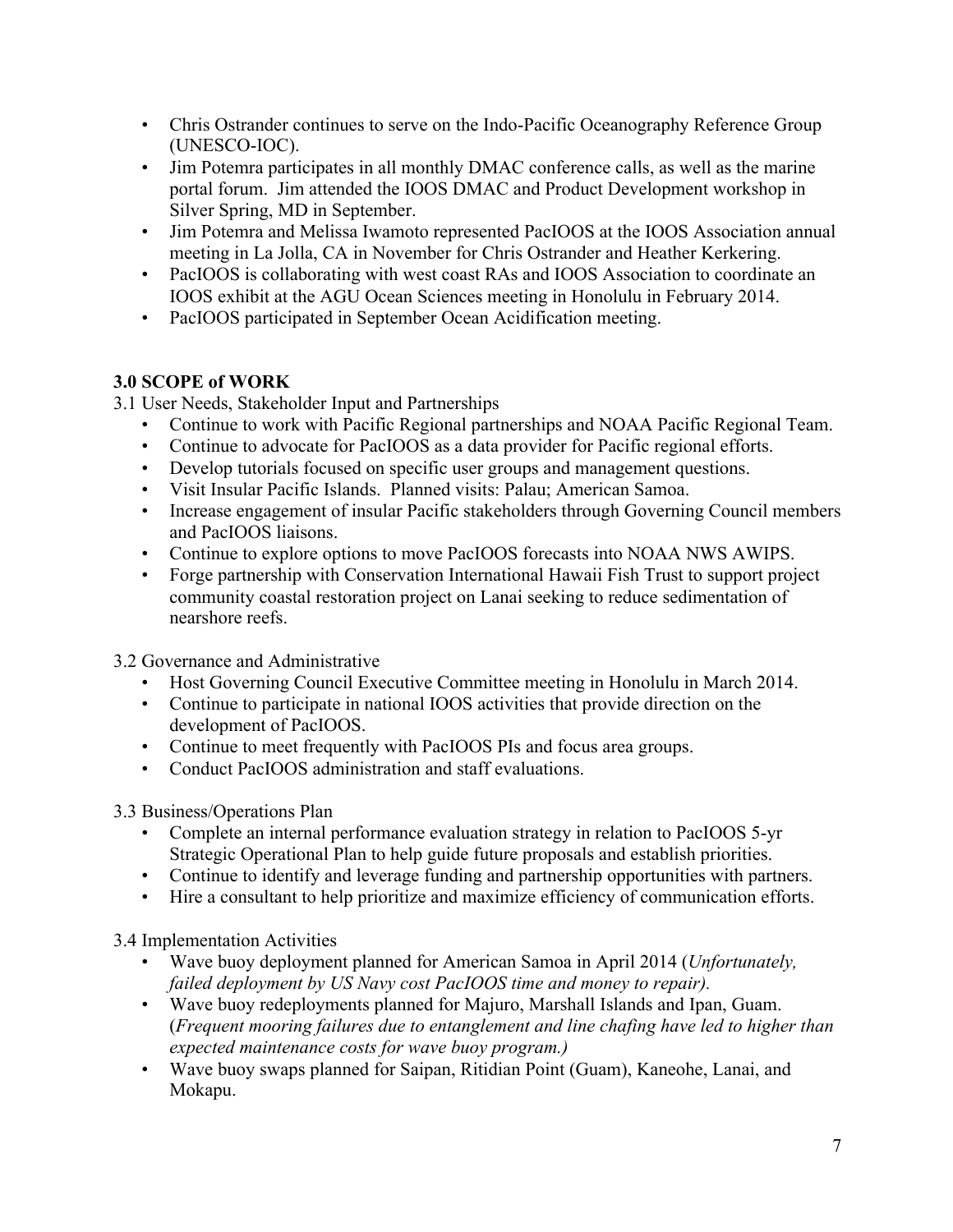- Chris Ostrander continues to serve on the Indo-Pacific Oceanography Reference Group (UNESCO-IOC).
- Jim Potemra participates in all monthly DMAC conference calls, as well as the marine portal forum. Jim attended the IOOS DMAC and Product Development workshop in Silver Spring, MD in September.
- Jim Potemra and Melissa Iwamoto represented PacIOOS at the IOOS Association annual meeting in La Jolla, CA in November for Chris Ostrander and Heather Kerkering.
- PacIOOS is collaborating with west coast RAs and IOOS Association to coordinate an IOOS exhibit at the AGU Ocean Sciences meeting in Honolulu in February 2014.
- PacIOOS participated in September Ocean Acidification meeting.

**3.0 SCOPE of WORK**

3.1 User Needs, Stakeholder Input and Partnerships

- Continue to work with Pacific Regional partnerships and NOAA Pacific Regional Team.
- Continue to advocate for PacIOOS as a data provider for Pacific regional efforts.
- Develop tutorials focused on specific user groups and management questions.
- Visit Insular Pacific Islands. Planned visits: Palau; American Samoa.
- Increase engagement of insular Pacific stakeholders through Governing Council members and PacIOOS liaisons.
- Continue to explore options to move PacIOOS forecasts into NOAA NWS AWIPS.
- Forge partnership with Conservation International Hawaii Fish Trust to support project community coastal restoration project on Lanai seeking to reduce sedimentation of nearshore reefs.

3.2 Governance and Administrative

- Host Governing Council Executive Committee meeting in Honolulu in March 2014.
- Continue to participate in national IOOS activities that provide direction on the development of PacIOOS.
- Continue to meet frequently with PacIOOS PIs and focus area groups.
- Conduct PacIOOS administration and staff evaluations.

3.3 Business/Operations Plan

- Complete an internal performance evaluation strategy in relation to PacIOOS 5-yr Strategic Operational Plan to help guide future proposals and establish priorities.
- Continue to identify and leverage funding and partnership opportunities with partners.
- Hire a consultant to help prioritize and maximize efficiency of communication efforts.

3.4 Implementation Activities

- Wave buoy deployment planned for American Samoa in April 2014 (*Unfortunately, failed deployment by US Navy cost PacIOOS time and money to repair).*
- Wave buoy redeployments planned for Majuro, Marshall Islands and Ipan, Guam. (*Frequent mooring failures due to entanglement and line chafing have led to higher than expected maintenance costs for wave buoy program.)*
- Wave buoy swaps planned for Saipan, Ritidian Point (Guam), Kaneohe, Lanai, and Mokapu.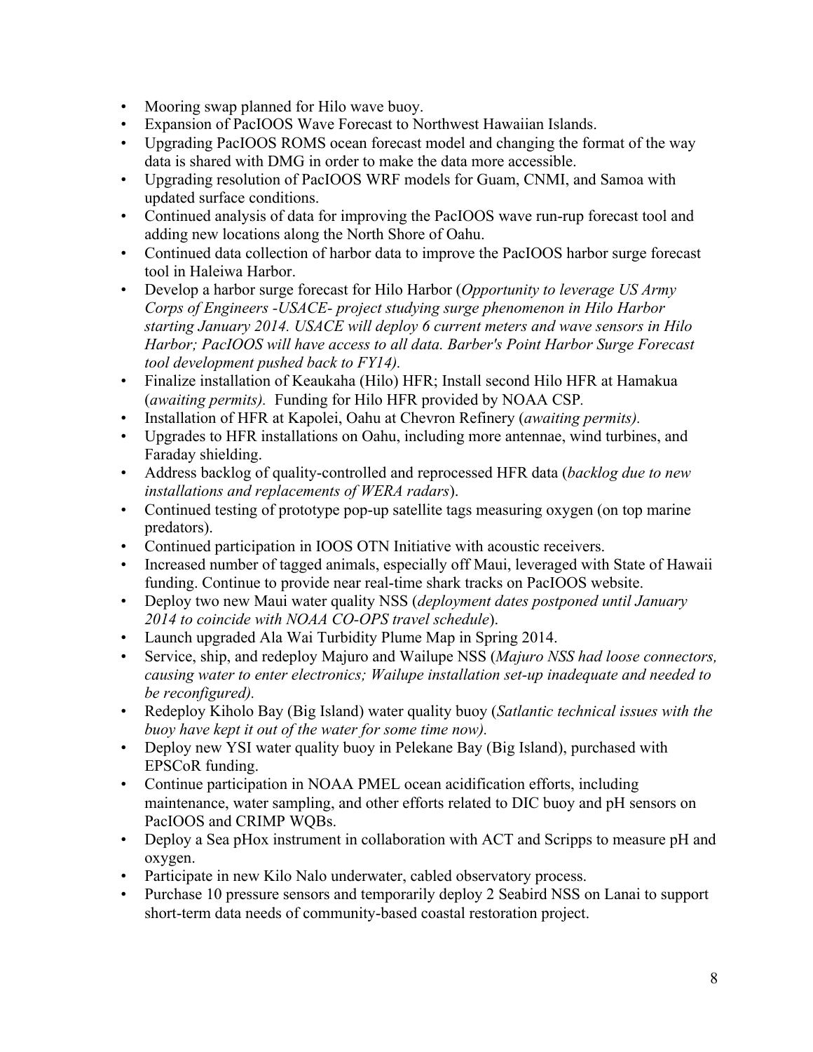- Mooring swap planned for Hilo wave buoy.
- Expansion of PacIOOS Wave Forecast to Northwest Hawaiian Islands.
- Upgrading PacIOOS ROMS ocean forecast model and changing the format of the way data is shared with DMG in order to make the data more accessible.
- Upgrading resolution of PacIOOS WRF models for Guam, CNMI, and Samoa with updated surface conditions.
- Continued analysis of data for improving the PacIOOS wave run-rup forecast tool and adding new locations along the North Shore of Oahu.
- Continued data collection of harbor data to improve the PacIOOS harbor surge forecast tool in Haleiwa Harbor.
- Develop a harbor surge forecast for Hilo Harbor (*Opportunity to leverage US Army Corps of Engineers -USACE- project studying surge phenomenon in Hilo Harbor starting January 2014. USACE will deploy 6 current meters and wave sensors in Hilo Harbor; PacIOOS will have access to all data. Barber's Point Harbor Surge Forecast tool development pushed back to FY14).*
- Finalize installation of Keaukaha (Hilo) HFR; Install second Hilo HFR at Hamakua (*awaiting permits).* Funding for Hilo HFR provided by NOAA CSP.
- Installation of HFR at Kapolei, Oahu at Chevron Refinery (*awaiting permits).*
- Upgrades to HFR installations on Oahu, including more antennae, wind turbines, and Faraday shielding.
- Address backlog of quality-controlled and reprocessed HFR data (*backlog due to new installations and replacements of WERA radars*).
- Continued testing of prototype pop-up satellite tags measuring oxygen (on top marine predators).
- Continued participation in IOOS OTN Initiative with acoustic receivers.
- Increased number of tagged animals, especially off Maui, leveraged with State of Hawaii funding. Continue to provide near real-time shark tracks on PacIOOS website.
- Deploy two new Maui water quality NSS (*deployment dates postponed until January 2014 to coincide with NOAA CO-OPS travel schedule*).
- Launch upgraded Ala Wai Turbidity Plume Map in Spring 2014.
- Service, ship, and redeploy Majuro and Wailupe NSS (*Majuro NSS had loose connectors, causing water to enter electronics; Wailupe installation set-up inadequate and needed to be reconfigured).*
- Redeploy Kiholo Bay (Big Island) water quality buoy (*Satlantic technical issues with the buoy have kept it out of the water for some time now).*
- Deploy new YSI water quality buoy in Pelekane Bay (Big Island), purchased with EPSCoR funding.
- Continue participation in NOAA PMEL ocean acidification efforts, including maintenance, water sampling, and other efforts related to DIC buoy and pH sensors on PacIOOS and CRIMP WQBs.
- Deploy a Sea pHox instrument in collaboration with ACT and Scripps to measure pH and oxygen.
- Participate in new Kilo Nalo underwater, cabled observatory process.
- Purchase 10 pressure sensors and temporarily deploy 2 Seabird NSS on Lanai to support short-term data needs of community-based coastal restoration project.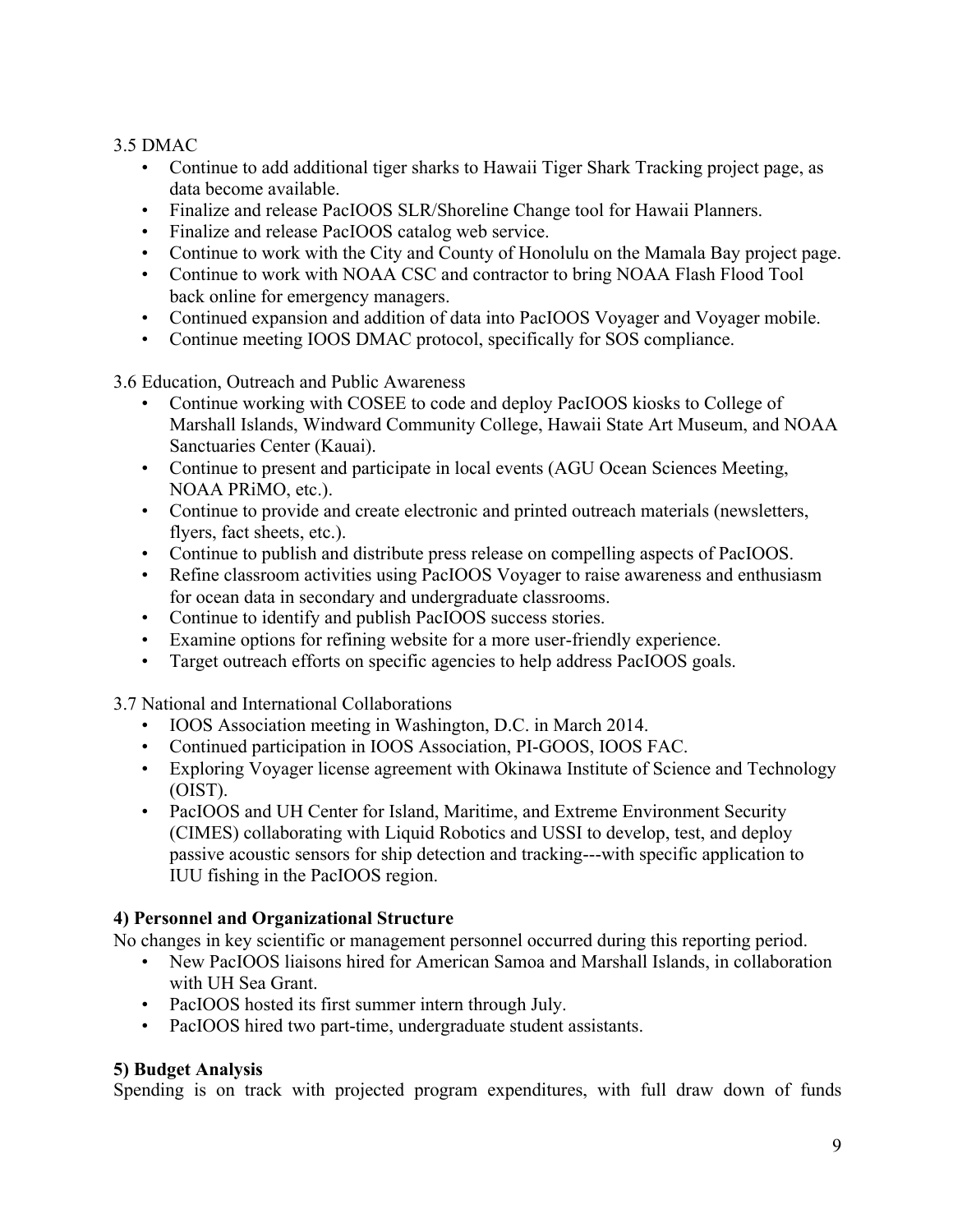3.5 DMAC

- Continue to add additional tiger sharks to Hawaii Tiger Shark Tracking project page, as data become available.
- Finalize and release PacIOOS SLR/Shoreline Change tool for Hawaii Planners.
- Finalize and release PacIOOS catalog web service.
- Continue to work with the City and County of Honolulu on the Mamala Bay project page.
- Continue to work with NOAA CSC and contractor to bring NOAA Flash Flood Tool back online for emergency managers.
- Continued expansion and addition of data into PacIOOS Voyager and Voyager mobile.
- Continue meeting IOOS DMAC protocol, specifically for SOS compliance.

3.6 Education, Outreach and Public Awareness

- Continue working with COSEE to code and deploy PacIOOS kiosks to College of Marshall Islands, Windward Community College, Hawaii State Art Museum, and NOAA Sanctuaries Center (Kauai).
- Continue to present and participate in local events (AGU Ocean Sciences Meeting, NOAA PRiMO, etc.).
- Continue to provide and create electronic and printed outreach materials (newsletters, flyers, fact sheets, etc.).
- Continue to publish and distribute press release on compelling aspects of PacIOOS.
- Refine classroom activities using PacIOOS Voyager to raise awareness and enthusiasm for ocean data in secondary and undergraduate classrooms.
- Continue to identify and publish PacIOOS success stories.
- Examine options for refining website for a more user-friendly experience.
- Target outreach efforts on specific agencies to help address PacIOOS goals.

3.7 National and International Collaborations

- IOOS Association meeting in Washington, D.C. in March 2014.
- Continued participation in IOOS Association, PI-GOOS, IOOS FAC.
- Exploring Voyager license agreement with Okinawa Institute of Science and Technology (OIST).
- PacIOOS and UH Center for Island, Maritime, and Extreme Environment Security (CIMES) collaborating with Liquid Robotics and USSI to develop, test, and deploy passive acoustic sensors for ship detection and tracking---with specific application to IUU fishing in the PacIOOS region.

**4) Personnel and Organizational Structure**

No changes in key scientific or management personnel occurred during this reporting period.

- New PacIOOS liaisons hired for American Samoa and Marshall Islands, in collaboration with UH Sea Grant.
- PacIOOS hosted its first summer intern through July.
- PacIOOS hired two part-time, undergraduate student assistants.

**5) Budget Analysis**

Spending is on track with projected program expenditures, with full draw down of funds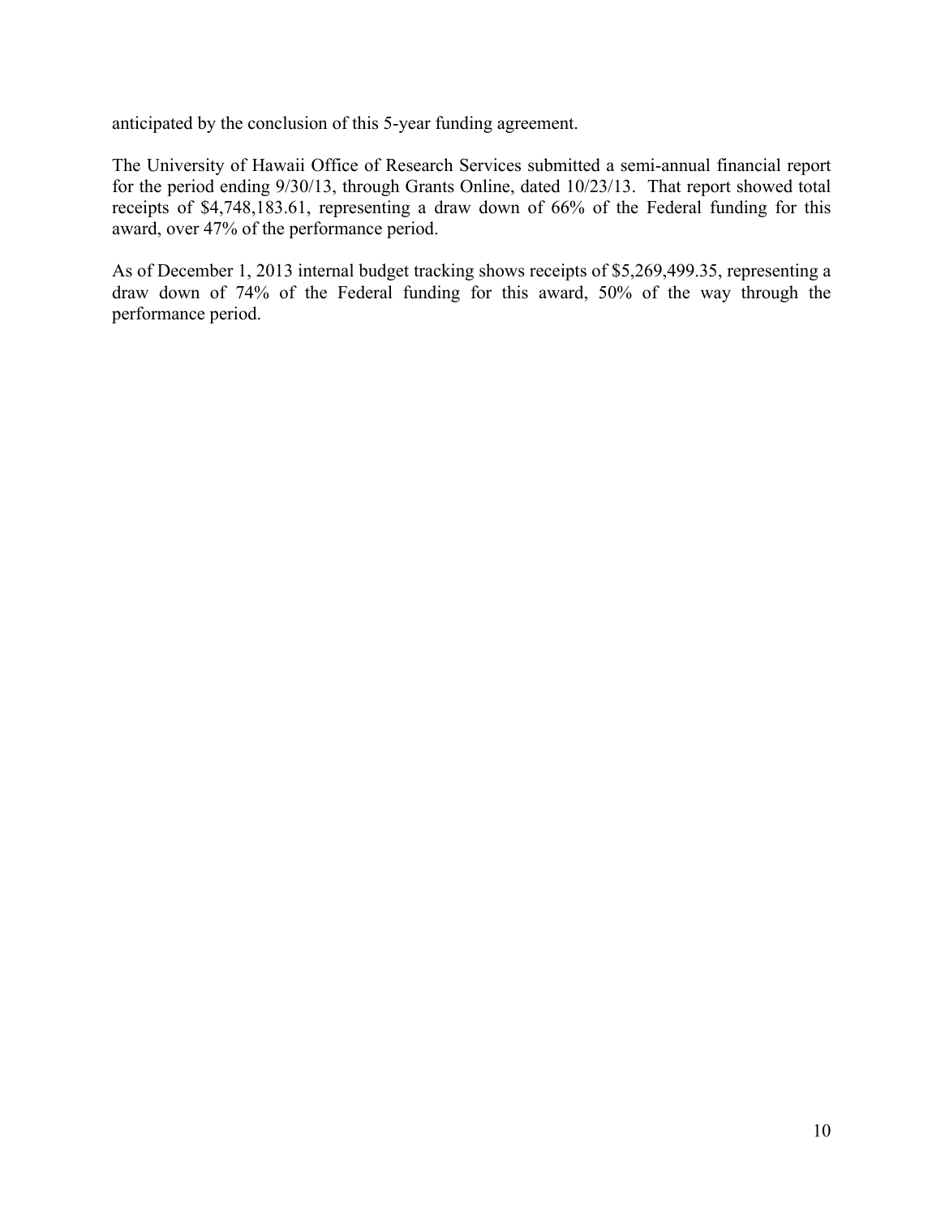anticipated by the conclusion of this 5-year funding agreement.

The University of Hawaii Office of Research Services submitted a semi-annual financial report for the period ending 9/30/13, through Grants Online, dated 10/23/13. That report showed total receipts of $4,748,183.61, representing a draw down of 66% of the Federal funding for this award, over 47% of the performance period.

As of December 1, 2013 internal budget tracking shows receipts of $5,269,499.35, representing a draw down of 74% of the Federal funding for this award, 50% of the way through the performance period.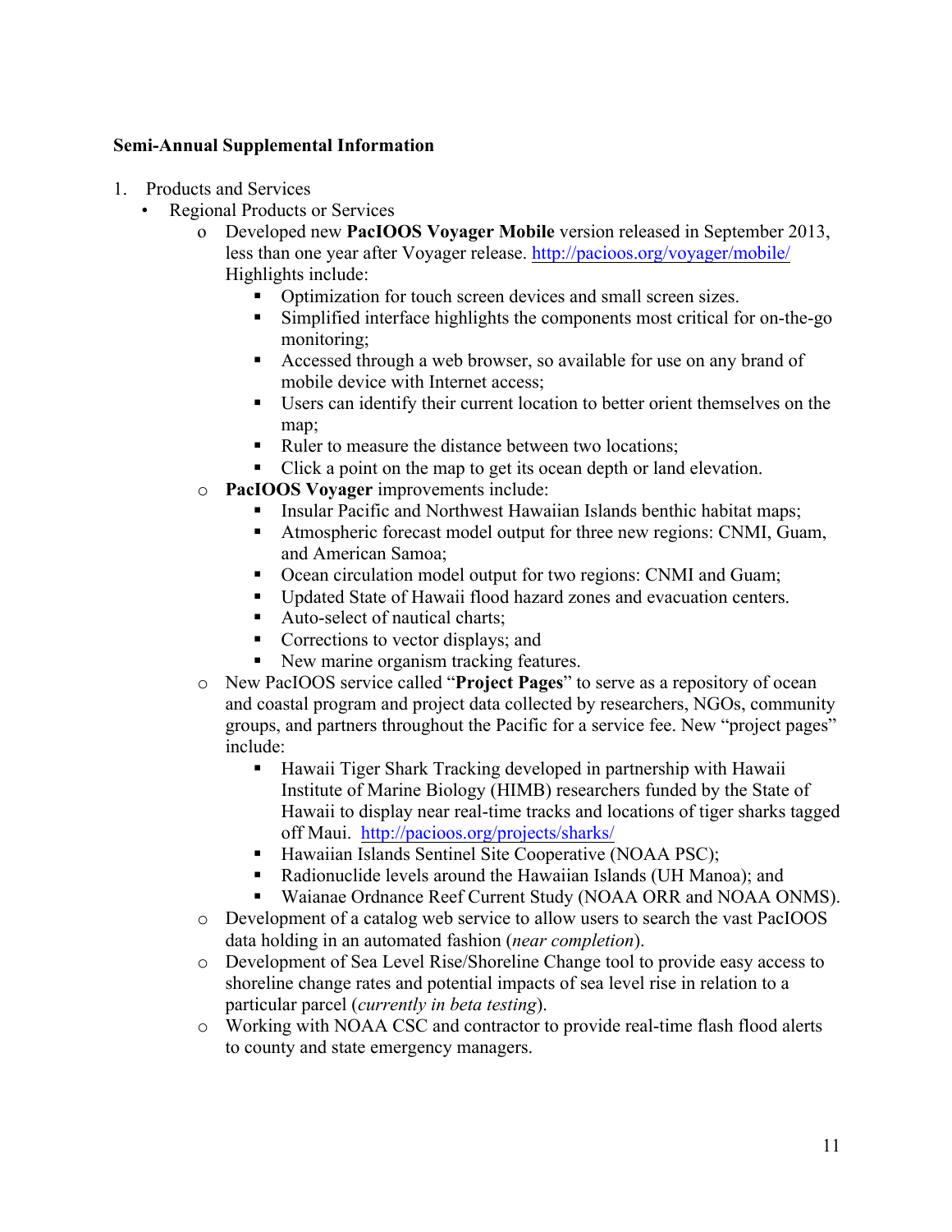**Semi-Annual Supplemental Information**

1. Products and Services
   - Regional Products or Services
     - Developed new **PacIOOS Voyager Mobile** version released in September 2013, less than one year after Voyager release. http://pacioos.org/voyager/mobile/ Highlights include:
       - Optimization for touch screen devices and small screen sizes.
       - Simplified interface highlights the components most critical for on-the-go monitoring;
       - Accessed through a web browser, so available for use on any brand of mobile device with Internet access;
       - Users can identify their current location to better orient themselves on the map;
       - Ruler to measure the distance between two locations;
       - Click a point on the map to get its ocean depth or land elevation.
     - **PacIOOS Voyager** improvements include:
       - Insular Pacific and Northwest Hawaiian Islands benthic habitat maps;
       - Atmospheric forecast model output for three new regions: CNMI, Guam, and American Samoa;
       - Ocean circulation model output for two regions: CNMI and Guam;
       - Updated State of Hawaii flood hazard zones and evacuation centers.
       - Auto-select of nautical charts;
       - Corrections to vector displays; and
       - New marine organism tracking features.
     - New PacIOOS service called "**Project Pages**" to serve as a repository of ocean and coastal program and project data collected by researchers, NGOs, community groups, and partners throughout the Pacific for a service fee. New "project pages" include:
       - Hawaii Tiger Shark Tracking developed in partnership with Hawaii Institute of Marine Biology (HIMB) researchers funded by the State of Hawaii to display near real-time tracks and locations of tiger sharks tagged off Maui. http://pacioos.org/projects/sharks/
       - Hawaiian Islands Sentinel Site Cooperative (NOAA PSC);
       - Radionuclide levels around the Hawaiian Islands (UH Manoa); and
       - Waianae Ordnance Reef Current Study (NOAA ORR and NOAA ONMS).
     - Development of a catalog web service to allow users to search the vast PacIOOS data holding in an automated fashion (*near completion*).
     - Development of Sea Level Rise/Shoreline Change tool to provide easy access to shoreline change rates and potential impacts of sea level rise in relation to a particular parcel (*currently in beta testing*).
     - Working with NOAA CSC and contractor to provide real-time flash flood alerts to county and state emergency managers.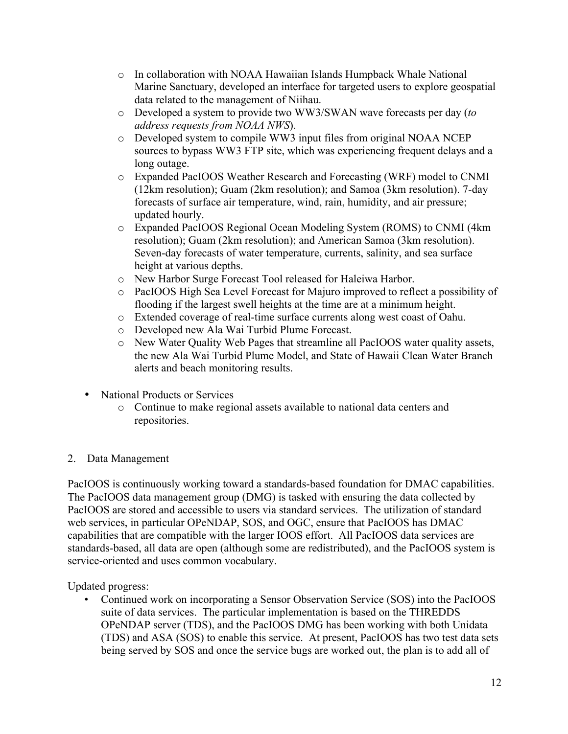- In collaboration with NOAA Hawaiian Islands Humpback Whale National Marine Sanctuary, developed an interface for targeted users to explore geospatial data related to the management of Niihau.
  - Developed a system to provide two WW3/SWAN wave forecasts per day (*to address requests from NOAA NWS*).
  - Developed system to compile WW3 input files from original NOAA NCEP sources to bypass WW3 FTP site, which was experiencing frequent delays and a long outage.
  - Expanded PacIOOS Weather Research and Forecasting (WRF) model to CNMI (12km resolution); Guam (2km resolution); and Samoa (3km resolution). 7-day forecasts of surface air temperature, wind, rain, humidity, and air pressure; updated hourly.
  - Expanded PacIOOS Regional Ocean Modeling System (ROMS) to CNMI (4km resolution); Guam (2km resolution); and American Samoa (3km resolution). Seven-day forecasts of water temperature, currents, salinity, and sea surface height at various depths.
  - New Harbor Surge Forecast Tool released for Haleiwa Harbor.
  - PacIOOS High Sea Level Forecast for Majuro improved to reflect a possibility of flooding if the largest swell heights at the time are at a minimum height.
  - Extended coverage of real-time surface currents along west coast of Oahu.
  - Developed new Ala Wai Turbid Plume Forecast.
  - New Water Quality Web Pages that streamline all PacIOOS water quality assets, the new Ala Wai Turbid Plume Model, and State of Hawaii Clean Water Branch alerts and beach monitoring results.

- National Products or Services
  - Continue to make regional assets available to national data centers and repositories.

2. Data Management

PacIOOS is continuously working toward a standards-based foundation for DMAC capabilities. The PacIOOS data management group (DMG) is tasked with ensuring the data collected by PacIOOS are stored and accessible to users via standard services. The utilization of standard web services, in particular OPeNDAP, SOS, and OGC, ensure that PacIOOS has DMAC capabilities that are compatible with the larger IOOS effort. All PacIOOS data services are standards-based, all data are open (although some are redistributed), and the PacIOOS system is service-oriented and uses common vocabulary.

Updated progress:

- Continued work on incorporating a Sensor Observation Service (SOS) into the PacIOOS suite of data services. The particular implementation is based on the THREDDS OPeNDAP server (TDS), and the PacIOOS DMG has been working with both Unidata (TDS) and ASA (SOS) to enable this service. At present, PacIOOS has two test data sets being served by SOS and once the service bugs are worked out, the plan is to add all of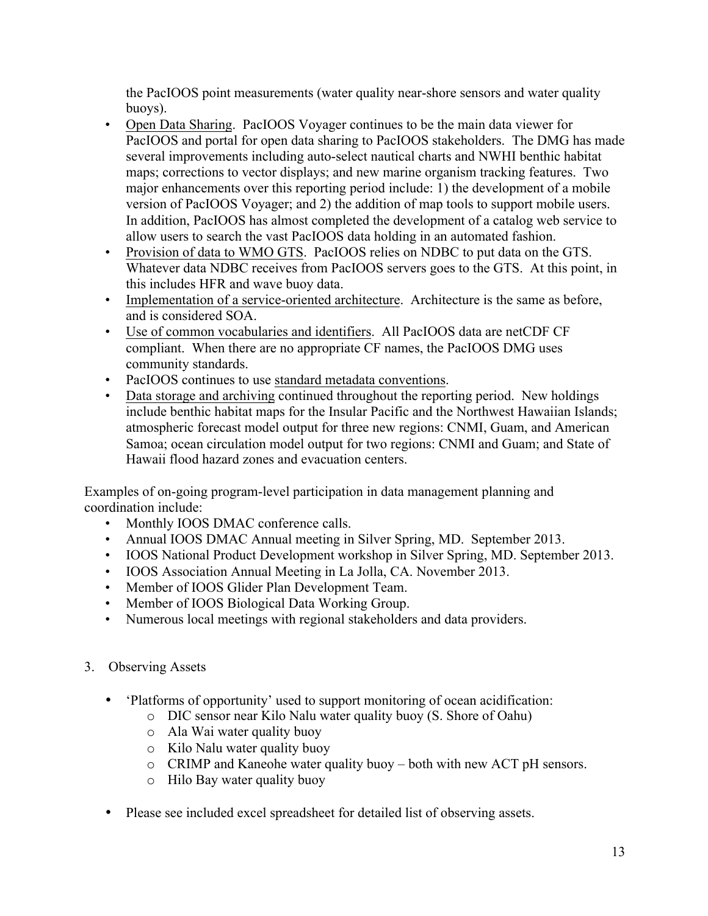the PacIOOS point measurements (water quality near-shore sensors and water quality buoys).

- Open Data Sharing. PacIOOS Voyager continues to be the main data viewer for PacIOOS and portal for open data sharing to PacIOOS stakeholders. The DMG has made several improvements including auto-select nautical charts and NWHI benthic habitat maps; corrections to vector displays; and new marine organism tracking features. Two major enhancements over this reporting period include: 1) the development of a mobile version of PacIOOS Voyager; and 2) the addition of map tools to support mobile users. In addition, PacIOOS has almost completed the development of a catalog web service to allow users to search the vast PacIOOS data holding in an automated fashion.
- Provision of data to WMO GTS. PacIOOS relies on NDBC to put data on the GTS. Whatever data NDBC receives from PacIOOS servers goes to the GTS. At this point, in this includes HFR and wave buoy data.
- Implementation of a service-oriented architecture. Architecture is the same as before, and is considered SOA.
- Use of common vocabularies and identifiers. All PacIOOS data are netCDF CF compliant. When there are no appropriate CF names, the PacIOOS DMG uses community standards.
- PacIOOS continues to use standard metadata conventions.
- Data storage and archiving continued throughout the reporting period. New holdings include benthic habitat maps for the Insular Pacific and the Northwest Hawaiian Islands; atmospheric forecast model output for three new regions: CNMI, Guam, and American Samoa; ocean circulation model output for two regions: CNMI and Guam; and State of Hawaii flood hazard zones and evacuation centers.

Examples of on-going program-level participation in data management planning and coordination include:

- Monthly IOOS DMAC conference calls.
- Annual IOOS DMAC Annual meeting in Silver Spring, MD. September 2013.
- IOOS National Product Development workshop in Silver Spring, MD. September 2013.
- IOOS Association Annual Meeting in La Jolla, CA. November 2013.
- Member of IOOS Glider Plan Development Team.
- Member of IOOS Biological Data Working Group.
- Numerous local meetings with regional stakeholders and data providers.

3. Observing Assets

- 'Platforms of opportunity' used to support monitoring of ocean acidification:
  - DIC sensor near Kilo Nalu water quality buoy (S. Shore of Oahu)
  - Ala Wai water quality buoy
  - Kilo Nalu water quality buoy
  - CRIMP and Kaneohe water quality buoy – both with new ACT pH sensors.
  - Hilo Bay water quality buoy

- Please see included excel spreadsheet for detailed list of observing assets.